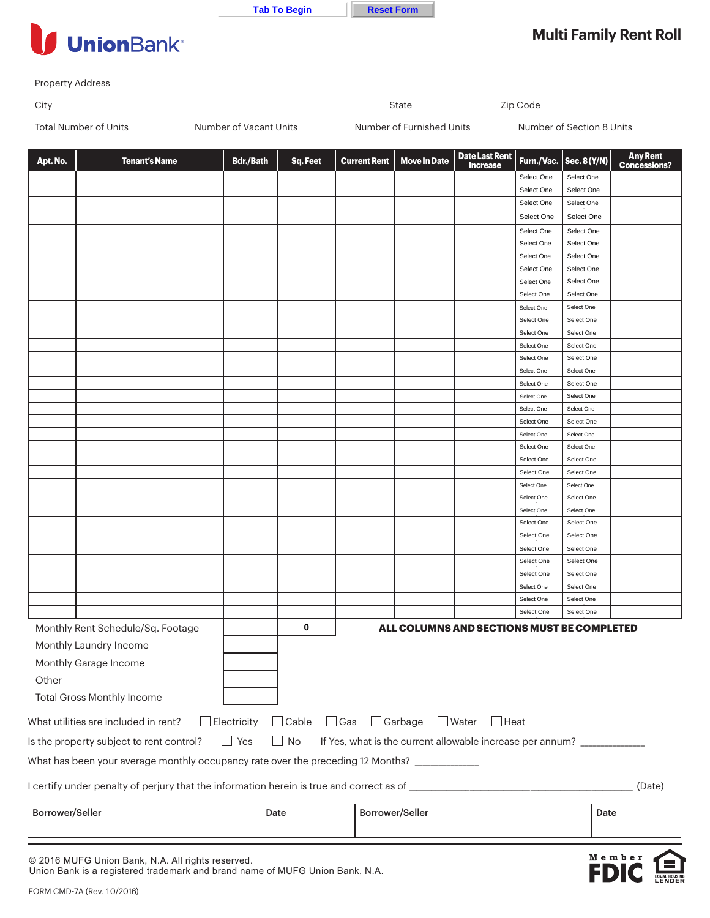Tab To Begin | Reset Form

UnionBank®

# Multi Family Rent Roll

Property Address

City | State | Zip Code

Total Number of Units | Number of Vacant Units | Number of Furnished Units | Number of Section 8 Units

| Apt. No. | Tenant's Name | Bdr./Bath | Sq. Feet | Current Rent | Move In Date | Date Last Rent Increase | Furn./Vac. | Sec. 8 (Y/N) | Any Rent Concessions? |
|---|---|---|---|---|---|---|---|---|---|
| | | | | | | | Select One | Select One | |
| | | | | | | | Select One | Select One | |
| | | | | | | | Select One | Select One | |
| | | | | | | | Select One | Select One | |
| | | | | | | | Select One | Select One | |
| | | | | | | | Select One | Select One | |
| | | | | | | | Select One | Select One | |
| | | | | | | | Select One | Select One | |
| | | | | | | | Select One | Select One | |
| | | | | | | | Select One | Select One | |
| | | | | | | | Select One | Select One | |
| | | | | | | | Select One | Select One | |
| | | | | | | | Select One | Select One | |
| | | | | | | | Select One | Select One | |
| | | | | | | | Select One | Select One | |
| | | | | | | | Select One | Select One | |
| | | | | | | | Select One | Select One | |
| | | | | | | | Select One | Select One | |
| | | | | | | | Select One | Select One | |
| | | | | | | | Select One | Select One | |
| | | | | | | | Select One | Select One | |
| | | | | | | | Select One | Select One | |
| | | | | | | | Select One | Select One | |
| | | | | | | | Select One | Select One | |
| | | | | | | | Select One | Select One | |
| | | | | | | | Select One | Select One | |
| | | | | | | | Select One | Select One | |
| | | | | | | | Select One | Select One | |
| | | | | | | | Select One | Select One | |
| | | | | | | | Select One | Select One | |
| | | | | | | | Select One | Select One | |
| | | | | | | | Select One | Select One | |
| | | | | | | | Select One | Select One | |
| | | | | | | | Select One | Select One | |
| | | | | | | | Select One | Select One | |

| | | |
|---|---|---|
| Monthly Rent Schedule/Sq. Footage | | 0 |
| Monthly Laundry Income | | |
| Monthly Garage Income | | |
| Other | | |
| Total Gross Monthly Income | | |

**ALL COLUMNS AND SECTIONS MUST BE COMPLETED**

What utilities are included in rent? ☐ Electricity ☐ Cable ☐ Gas ☐ Garbage ☐ Water ☐ Heat

Is the property subject to rent control? ☐ Yes ☐ No If Yes, what is the current allowable increase per annum? ___________

What has been your average monthly occupancy rate over the preceding 12 Months? ___________

I certify under penalty of perjury that the information herein is true and correct as of ________________________________ (Date)

| Borrower/Seller | Date | Borrower/Seller | Date |
|---|---|---|---|
| | | | |

© 2016 MUFG Union Bank, N.A. All rights reserved.
Union Bank is a registered trademark and brand name of MUFG Union Bank, N.A.

FORM CMD-7A (Rev. 10/2016)

Member FDIC | EQUAL HOUSING LENDER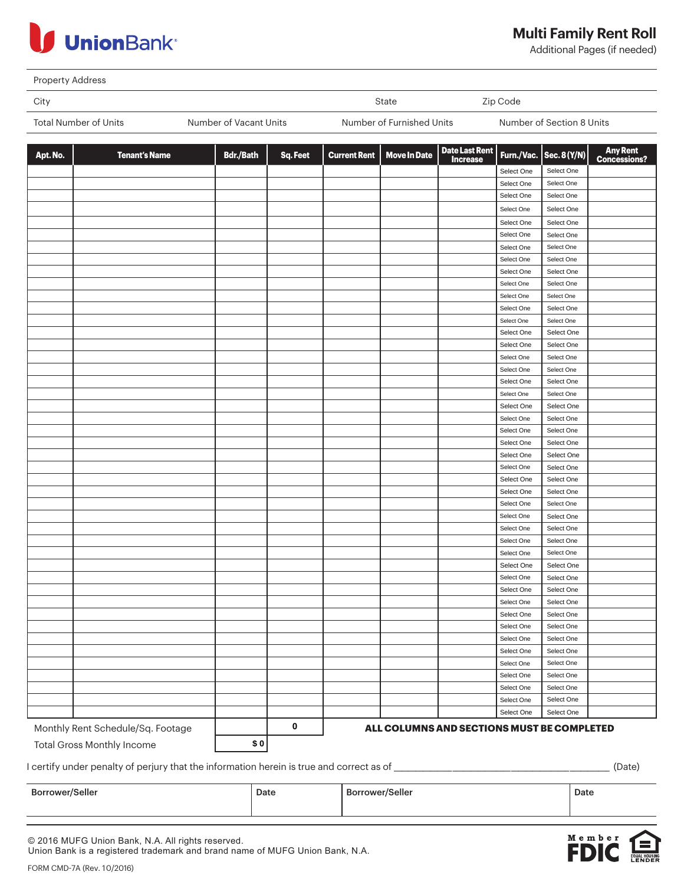**UnionBank**

# Multi Family Rent Roll

Additional Pages (if needed)

Property Address

City State Zip Code

Total Number of Units Number of Vacant Units Number of Furnished Units Number of Section 8 Units

| Apt. No. | Tenant's Name | Bdr./Bath | Sq. Feet | Current Rent | Move In Date | Date Last Rent Increase | Furn./Vac. | Sec. 8 (Y/N) | Any Rent Concessions? |
|---|---|---|---|---|---|---|---|---|---|
| | | | | | | | Select One | Select One | |
| | | | | | | | Select One | Select One | |
| | | | | | | | Select One | Select One | |
| | | | | | | | Select One | Select One | |
| | | | | | | | Select One | Select One | |
| | | | | | | | Select One | Select One | |
| | | | | | | | Select One | Select One | |
| | | | | | | | Select One | Select One | |
| | | | | | | | Select One | Select One | |
| | | | | | | | Select One | Select One | |
| | | | | | | | Select One | Select One | |
| | | | | | | | Select One | Select One | |
| | | | | | | | Select One | Select One | |
| | | | | | | | Select One | Select One | |
| | | | | | | | Select One | Select One | |
| | | | | | | | Select One | Select One | |
| | | | | | | | Select One | Select One | |
| | | | | | | | Select One | Select One | |
| | | | | | | | Select One | Select One | |
| | | | | | | | Select One | Select One | |
| | | | | | | | Select One | Select One | |
| | | | | | | | Select One | Select One | |
| | | | | | | | Select One | Select One | |
| | | | | | | | Select One | Select One | |
| | | | | | | | Select One | Select One | |
| | | | | | | | Select One | Select One | |
| | | | | | | | Select One | Select One | |
| | | | | | | | Select One | Select One | |
| | | | | | | | Select One | Select One | |
| | | | | | | | Select One | Select One | |
| | | | | | | | Select One | Select One | |
| | | | | | | | Select One | Select One | |
| | | | | | | | Select One | Select One | |
| | | | | | | | Select One | Select One | |
| | | | | | | | Select One | Select One | |
| | | | | | | | Select One | Select One | |
| | | | | | | | Select One | Select One | |
| | | | | | | | Select One | Select One | |
| | | | | | | | Select One | Select One | |
| | | | | | | | Select One | Select One | |
| | | | | | | | Select One | Select One | |
| | | | | | | | Select One | Select One | |
| | | | | | | | Select One | Select One | |
| | | | | | | | Select One | Select One | |
| | | | | | | | Select One | Select One | |
| Monthly Rent Schedule/Sq. Footage | | | 0 | | | | | | |
| Total Gross Monthly Income | | $ 0 | | | | | | | |

**ALL COLUMNS AND SECTIONS MUST BE COMPLETED**

I certify under penalty of perjury that the information herein is true and correct as of ______________________________________ (Date)

| Borrower/Seller | Date | Borrower/Seller | Date |
|---|---|---|---|
| | | | |

© 2016 MUFG Union Bank, N.A. All rights reserved.
Union Bank is a registered trademark and brand name of MUFG Union Bank, N.A.

FORM CMD-7A (Rev. 10/2016)

Member FDIC  EQUAL HOUSING LENDER